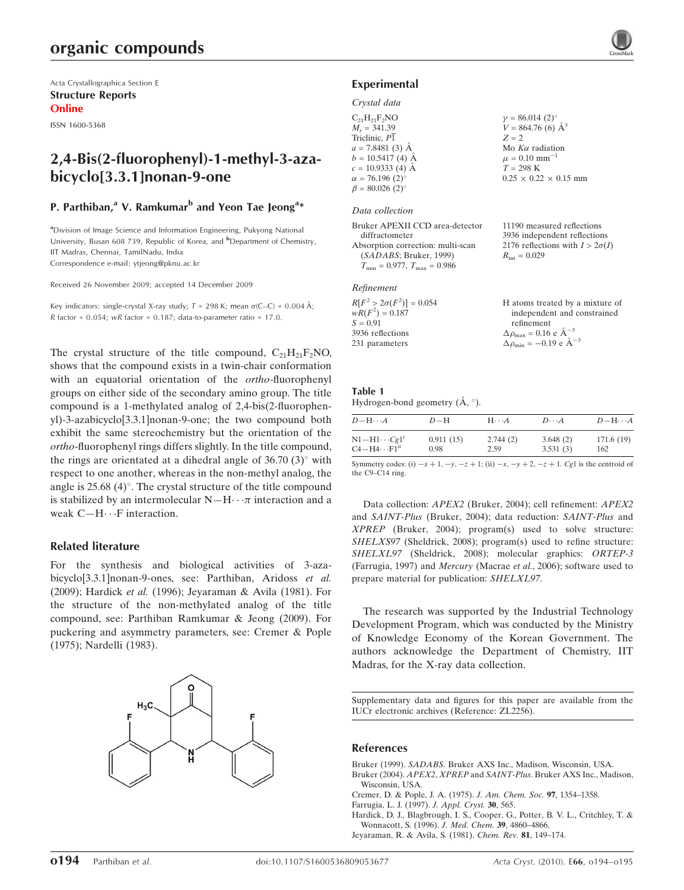Acta Crystallographica Section E
**Structure Reports Online**
ISSN 1600-5368

# 2,4-Bis(2-fluorophenyl)-1-methyl-3-azabicyclo[3.3.1]nonan-9-one

**P. Parthiban,[a] V. Ramkumar[b] and Yeon Tae Jeong[a]***

[a]Division of Image Science and Information Engineering, Pukyong National University, Busan 608 739, Republic of Korea, and [b]Department of Chemistry, IIT Madras, Chennai, TamilNadu, India
Correspondence e-mail: ytjeong@pknu.ac.kr

Received 26 November 2009; accepted 14 December 2009

Key indicators: single-crystal X-ray study; $T = 298$ K; mean $\sigma$(C–C) = 0.004 Å; $R$ factor = 0.054; $wR$ factor = 0.187; data-to-parameter ratio = 17.0.

The crystal structure of the title compound, $C_{21}H_{21}F_2NO$, shows that the compound exists in a twin-chair conformation with an equatorial orientation of the *ortho*-fluorophenyl groups on either side of the secondary amino group. The title compound is a 1-methylated analog of 2,4-bis(2-fluorophenyl)-3-azabicyclo[3.3.1]nonan-9-one; the two compound both exhibit the same stereochemistry but the orientation of the *ortho*-fluorophenyl rings differs slightly. In the title compound, the rings are orientated at a dihedral angle of 36.70 (3)° with respect to one another, whereas in the non-methyl analog, the angle is 25.68 (4)°. The crystal structure of the title compound is stabilized by an intermolecular N—H⋯π interaction and a weak C—H⋯F interaction.

## Related literature

For the synthesis and biological activities of 3-azabicyclo[3.3.1]nonan-9-ones, see: Parthiban, Aridoss *et al.* (2009); Hardick *et al.* (1996); Jeyaraman & Avila (1981). For the structure of the non-methylated analog of the title compound, see: Parthiban Ramkumar & Jeong (2009). For puckering and asymmetry parameters, see: Cremer & Pople (1975); Nardelli (1983).

## Experimental

### Crystal data

$C_{21}H_{21}F_2NO$
$M_r = 341.39$
Triclinic, $P\overline{1}$
$a = 7.8481$ (3) Å
$b = 10.5417$ (4) Å
$c = 10.9333$ (4) Å
$\alpha = 76.196$ (2)°
$\beta = 80.026$ (2)°
$\gamma = 86.014$ (2)°
$V = 864.76$ (6) Å$^3$
$Z = 2$
Mo $K\alpha$ radiation
$\mu = 0.10$ mm$^{-1}$
$T = 298$ K
$0.25 \times 0.22 \times 0.15$ mm

### Data collection

Bruker APEXII CCD area-detector diffractometer
Absorption correction: multi-scan (*SADABS*; Bruker, 1999)
$T_{min} = 0.977$, $T_{max} = 0.986$
11190 measured reflections
3936 independent reflections
2176 reflections with $I > 2\sigma(I)$
$R_{int} = 0.029$

### Refinement

$R[F^2 > 2\sigma(F^2)] = 0.054$
$wR(F^2) = 0.187$
$S = 0.91$
3936 reflections
231 parameters
H atoms treated by a mixture of independent and constrained refinement
$\Delta\rho_{max} = 0.16$ e Å$^{-3}$
$\Delta\rho_{min} = -0.19$ e Å$^{-3}$

**Table 1**
Hydrogen-bond geometry (Å, °).

| $D$—H⋯$A$ | $D$—H | H⋯$A$ | $D$⋯$A$ | $D$—H⋯$A$ |
|---|---|---|---|---|
| N1—H1⋯$Cg1^{i}$ | 0.911 (15) | 2.744 (2) | 3.648 (2) | 171.6 (19) |
| C4—H4⋯$F1^{ii}$ | 0.98 | 2.59 | 3.531 (3) | 162 |

Symmetry codes: (i) $-x+1, -y, -z+1$; (ii) $-x, -y+2, -z+1$. $Cg1$ is the centroid of the C9–C14 ring.

Data collection: *APEX2* (Bruker, 2004); cell refinement: *APEX2* and *SAINT-Plus* (Bruker, 2004); data reduction: *SAINT-Plus* and *XPREP* (Bruker, 2004); program(s) used to solve structure: *SHELXS97* (Sheldrick, 2008); program(s) used to refine structure: *SHELXL97* (Sheldrick, 2008); molecular graphics: *ORTEP-3* (Farrugia, 1997) and *Mercury* (Macrae *et al.*, 2006); software used to prepare material for publication: *SHELXL97*.

The research was supported by the Industrial Technology Development Program, which was conducted by the Ministry of Knowledge Economy of the Korean Government. The authors acknowledge the Department of Chemistry, IIT Madras, for the X-ray data collection.

Supplementary data and figures for this paper are available from the IUCr electronic archives (Reference: ZL2256).

## References

Bruker (1999). *SADABS*. Bruker AXS Inc., Madison, Wisconsin, USA.
Bruker (2004). *APEX2*, *XPREP* and *SAINT-Plus*. Bruker AXS Inc., Madison, Wisconsin, USA.
Cremer, D. & Pople, J. A. (1975). *J. Am. Chem. Soc.* **97**, 1354–1358.
Farrugia, L. J. (1997). *J. Appl. Cryst.* **30**, 565.
Hardick, D. J., Blagbrough, I. S., Cooper, G., Potter, B. V. L., Critchley, T. & Wonnacott, S. (1996). *J. Med. Chem.* **39**, 4860–4866.
Jeyaraman, R. & Avila, S. (1981). *Chem. Rev.* **81**, 149–174.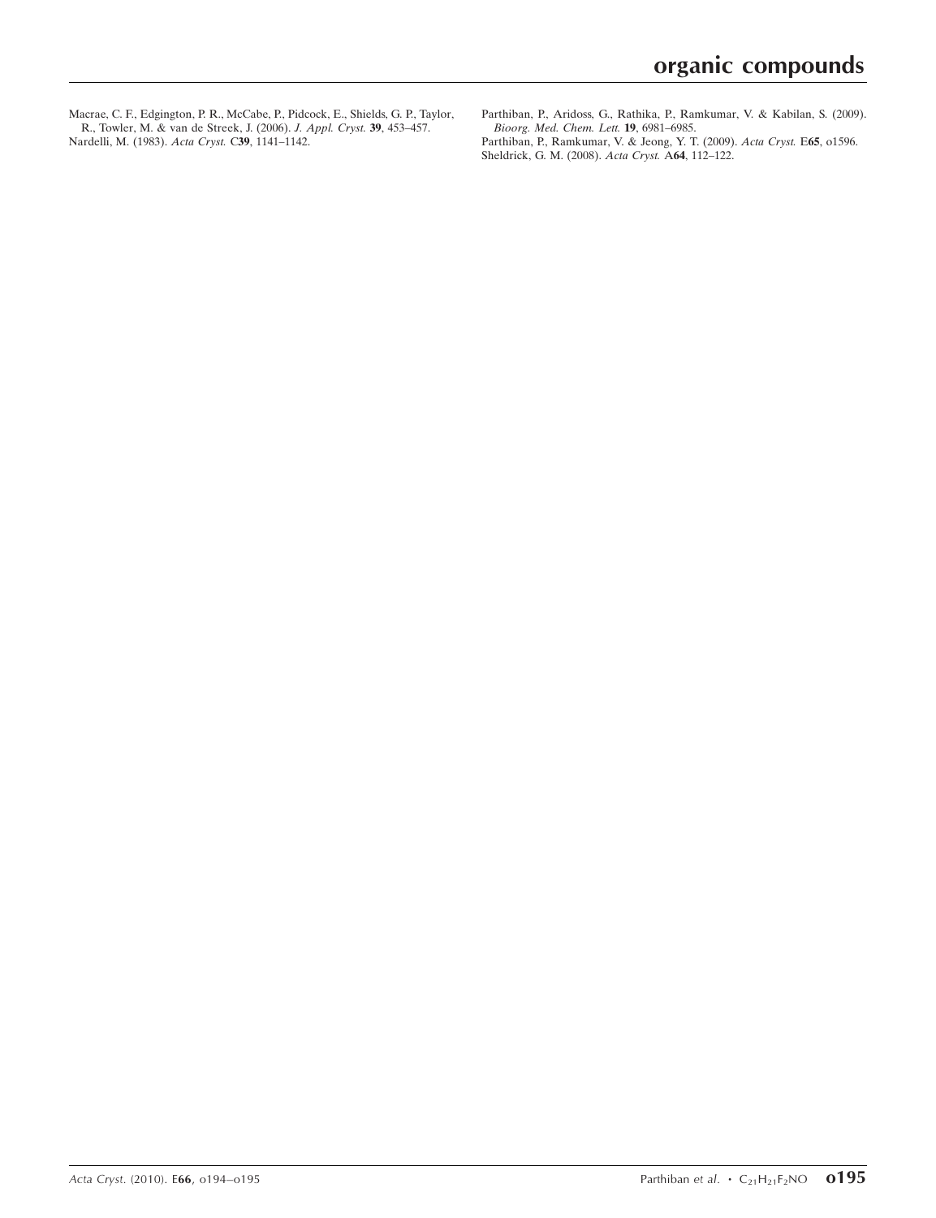Macrae, C. F., Edgington, P. R., McCabe, P., Pidcock, E., Shields, G. P., Taylor, R., Towler, M. & van de Streek, J. (2006). *J. Appl. Cryst.* **39**, 453–457.

Nardelli, M. (1983). *Acta Cryst.* C**39**, 1141–1142.

Parthiban, P., Aridoss, G., Rathika, P., Ramkumar, V. & Kabilan, S. (2009). *Bioorg. Med. Chem. Lett.* **19**, 6981–6985.

Parthiban, P., Ramkumar, V. & Jeong, Y. T. (2009). *Acta Cryst.* E**65**, o1596.

Sheldrick, G. M. (2008). *Acta Cryst.* A**64**, 112–122.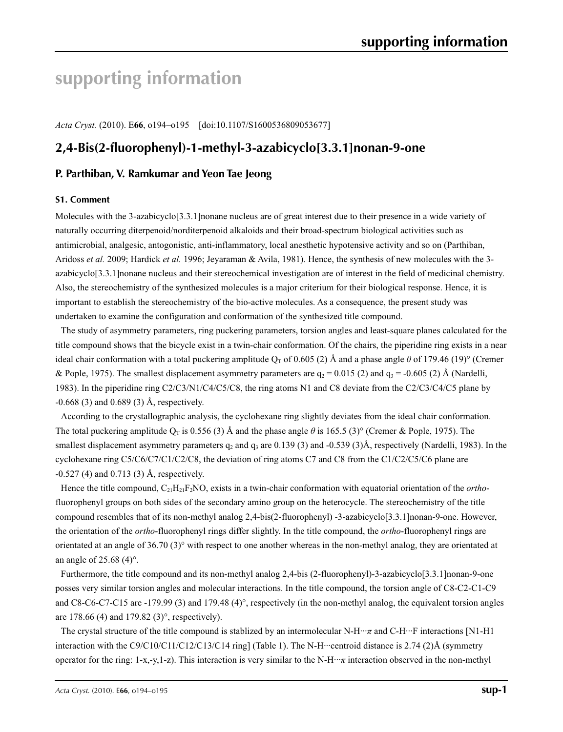# supporting information

*Acta Cryst.* (2010). E**66**, o194–o195 [doi:10.1107/S1600536809053677]

## 2,4-Bis(2-fluorophenyl)-1-methyl-3-azabicyclo[3.3.1]nonan-9-one

### P. Parthiban, V. Ramkumar and Yeon Tae Jeong

#### S1. Comment

Molecules with the 3-azabicyclo[3.3.1]nonane nucleus are of great interest due to their presence in a wide variety of naturally occurring diterpenoid/norditerpenoid alkaloids and their broad-spectrum biological activities such as antimicrobial, analgesic, antogonistic, anti-inflammatory, local anesthetic hypotensive activity and so on (Parthiban, Aridoss *et al.* 2009; Hardick *et al.* 1996; Jeyaraman & Avila, 1981). Hence, the synthesis of new molecules with the 3-azabicyclo[3.3.1]nonane nucleus and their stereochemical investigation are of interest in the field of medicinal chemistry. Also, the stereochemistry of the synthesized molecules is a major criterium for their biological response. Hence, it is important to establish the stereochemistry of the bio-active molecules. As a consequence, the present study was undertaken to examine the configuration and conformation of the synthesized title compound.

The study of asymmetry parameters, ring puckering parameters, torsion angles and least-square planes calculated for the title compound shows that the bicycle exist in a twin-chair conformation. Of the chairs, the piperidine ring exists in a near ideal chair conformation with a total puckering amplitude $Q_T$ of 0.605 (2) Å and a phase angle $\theta$ of 179.46 (19)° (Cremer & Pople, 1975). The smallest displacement asymmetry parameters are $q_2$ = 0.015 (2) and $q_3$ = -0.605 (2) Å (Nardelli, 1983). In the piperidine ring C2/C3/N1/C4/C5/C8, the ring atoms N1 and C8 deviate from the C2/C3/C4/C5 plane by -0.668 (3) and 0.689 (3) Å, respectively.

According to the crystallographic analysis, the cyclohexane ring slightly deviates from the ideal chair conformation. The total puckering amplitude $Q_T$ is 0.556 (3) Å and the phase angle $\theta$ is 165.5 (3)° (Cremer & Pople, 1975). The smallest displacement asymmetry parameters $q_2$ and $q_3$ are 0.139 (3) and -0.539 (3)Å, respectively (Nardelli, 1983). In the cyclohexane ring C5/C6/C7/C1/C2/C8, the deviation of ring atoms C7 and C8 from the C1/C2/C5/C6 plane are -0.527 (4) and 0.713 (3) Å, respectively.

Hence the title compound, $C_{21}H_{21}F_2NO$, exists in a twin-chair conformation with equatorial orientation of the *ortho*-fluorophenyl groups on both sides of the secondary amino group on the heterocycle. The stereochemistry of the title compound resembles that of its non-methyl analog 2,4-bis(2-fluorophenyl) -3-azabicyclo[3.3.1]nonan-9-one. However, the orientation of the *ortho*-fluorophenyl rings differ slightly. In the title compound, the *ortho*-fluorophenyl rings are orientated at an angle of 36.70 (3)° with respect to one another whereas in the non-methyl analog, they are orientated at an angle of 25.68 (4)°.

Furthermore, the title compound and its non-methyl analog 2,4-bis (2-fluorophenyl)-3-azabicyclo[3.3.1]nonan-9-one posses very similar torsion angles and molecular interactions. In the title compound, the torsion angle of C8-C2-C1-C9 and C8-C6-C7-C15 are -179.99 (3) and 179.48 (4)°, respectively (in the non-methyl analog, the equivalent torsion angles are 178.66 (4) and 179.82 (3)°, respectively).

The crystal structure of the title compound is stablized by an intermolecular N-H···*π* and C-H···F interactions [N1-H1 interaction with the C9/C10/C11/C12/C13/C14 ring] (Table 1). The N-H···centroid distance is 2.74 (2)Å (symmetry operator for the ring: 1-x,-y,1-z). This interaction is very similar to the N-H···*π* interaction observed in the non-methyl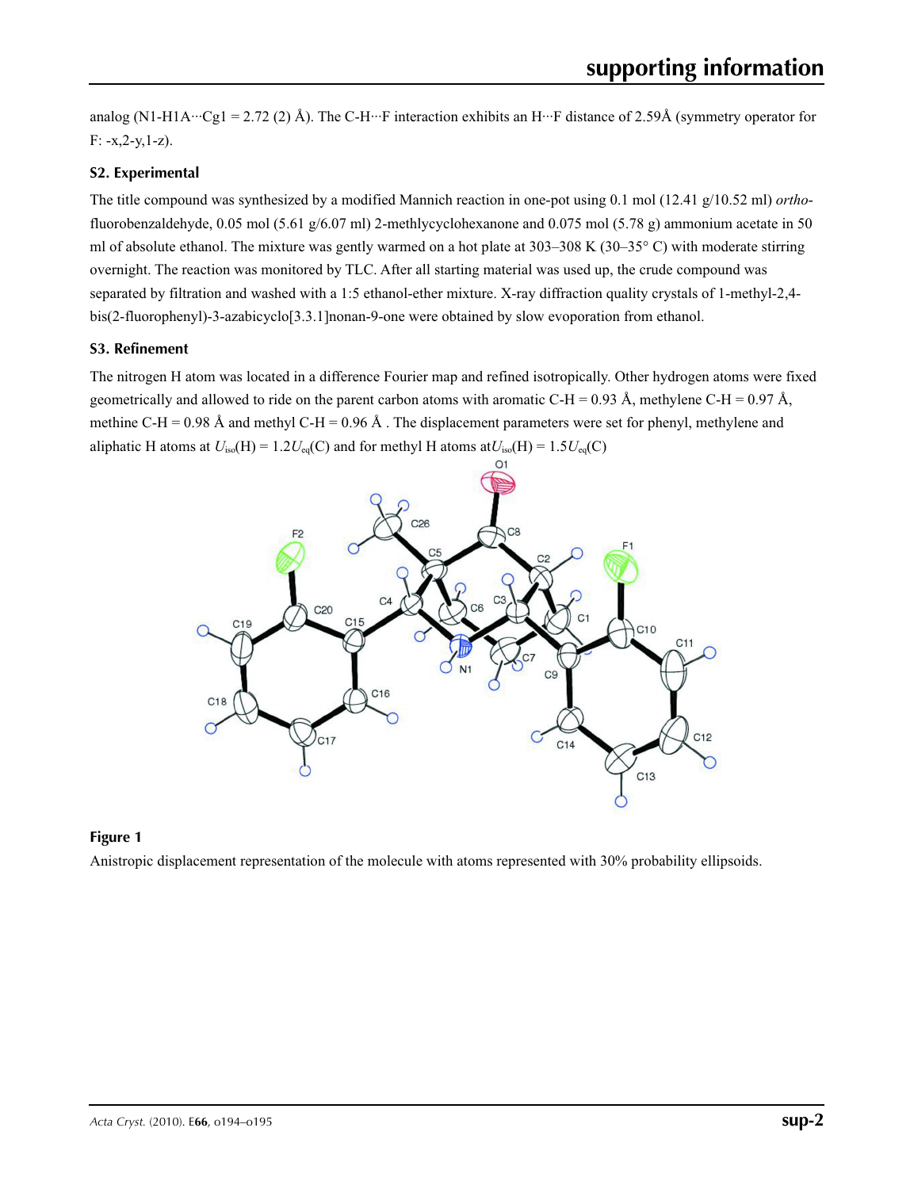analog (N1-H1A···Cg1 = 2.72 (2) Å). The C-H···F interaction exhibits an H···F distance of 2.59Å (symmetry operator for F: -x,2-y,1-z).

## S2. Experimental

The title compound was synthesized by a modified Mannich reaction in one-pot using 0.1 mol (12.41 g/10.52 ml) *ortho*-fluorobenzaldehyde, 0.05 mol (5.61 g/6.07 ml) 2-methlycyclohexanone and 0.075 mol (5.78 g) ammonium acetate in 50 ml of absolute ethanol. The mixture was gently warmed on a hot plate at 303–308 K (30–35° C) with moderate stirring overnight. The reaction was monitored by TLC. After all starting material was used up, the crude compound was separated by filtration and washed with a 1:5 ethanol-ether mixture. X-ray diffraction quality crystals of 1-methyl-2,4-bis(2-fluorophenyl)-3-azabicyclo[3.3.1]nonan-9-one were obtained by slow evoporation from ethanol.

## S3. Refinement

The nitrogen H atom was located in a difference Fourier map and refined isotropically. Other hydrogen atoms were fixed geometrically and allowed to ride on the parent carbon atoms with aromatic C-H = 0.93 Å, methylene C-H = 0.97 Å, methine C-H = 0.98 Å and methyl C-H = 0.96 Å . The displacement parameters were set for phenyl, methylene and aliphatic H atoms at $U_{iso}(H) = 1.2U_{eq}(C)$ and for methyl H atoms at$U_{iso}(H) = 1.5U_{eq}(C)$

**Figure 1**

Anistropic displacement representation of the molecule with atoms represented with 30% probability ellipsoids.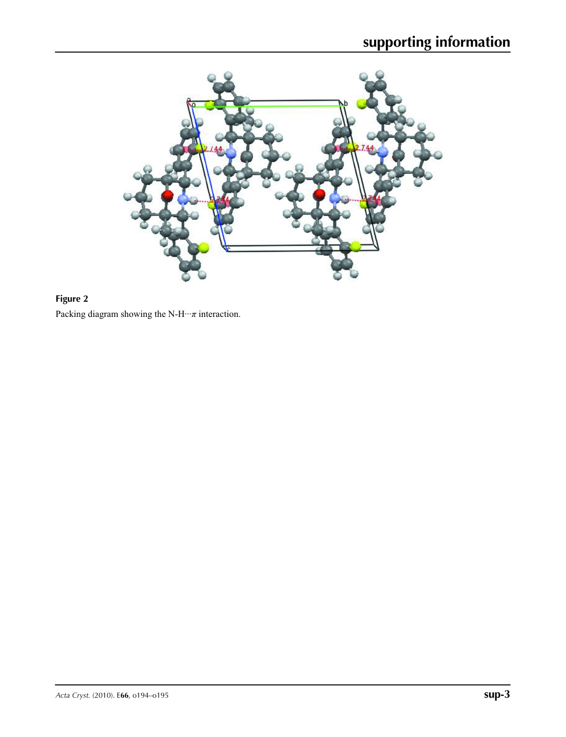**Figure 2**

Packing diagram showing the N-H···$\pi$ interaction.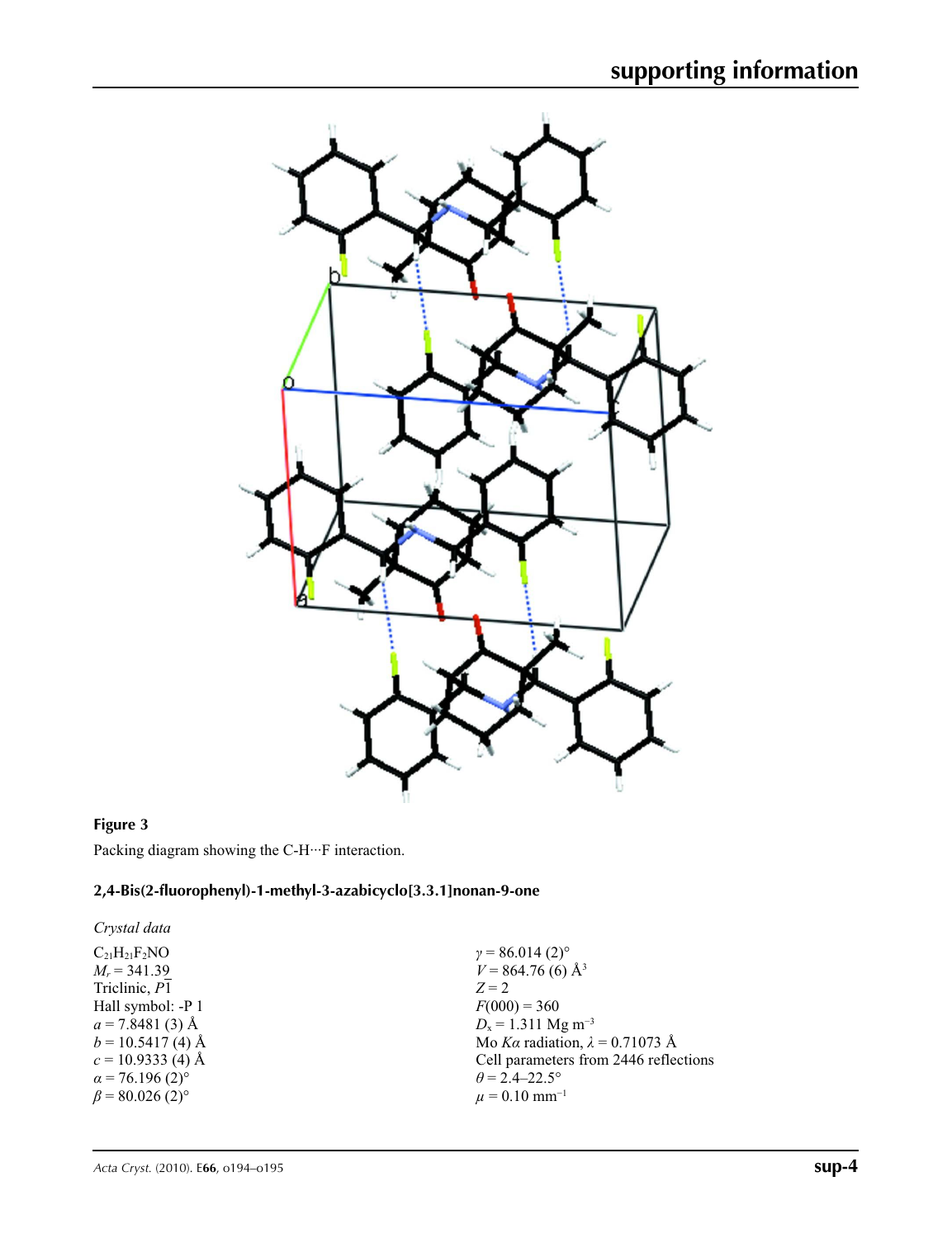**Figure 3**

Packing diagram showing the C-H···F interaction.

## 2,4-Bis(2-fluorophenyl)-1-methyl-3-azabicyclo[3.3.1]nonan-9-one

### *Crystal data*

$C_{21}H_{21}F_2NO$
$M_r = 341.39$
Triclinic, $P\overline{1}$
Hall symbol: -P 1
$a = 7.8481$ (3) Å
$b = 10.5417$ (4) Å
$c = 10.9333$ (4) Å
$\alpha = 76.196$ (2)°
$\beta = 80.026$ (2)°
$\gamma = 86.014$ (2)°
$V = 864.76$ (6) Å$^3$
$Z = 2$
$F(000) = 360$
$D_x = 1.311$ Mg m$^{-3}$
Mo $K\alpha$ radiation, $\lambda = 0.71073$ Å
Cell parameters from 2446 reflections
$\theta = 2.4$–$22.5$°
$\mu = 0.10$ mm$^{-1}$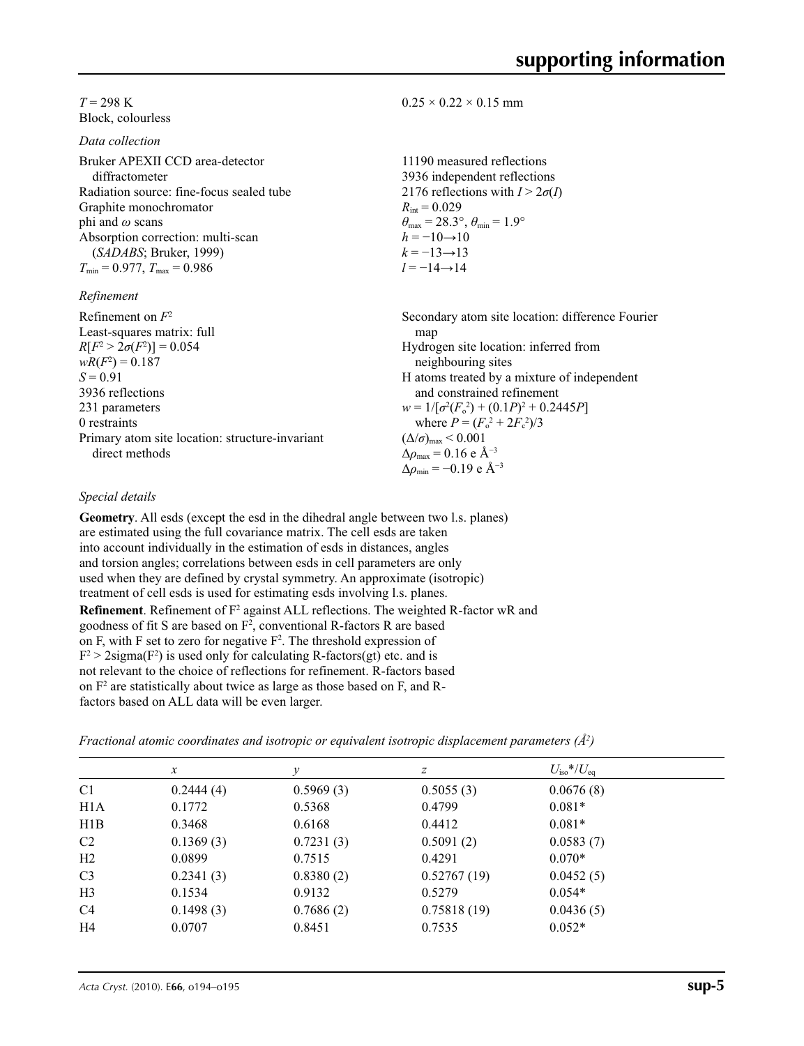$T = 298$ K
Block, colourless
$0.25 \times 0.22 \times 0.15$ mm

*Data collection*

Bruker APEXII CCD area-detector diffractometer
Radiation source: fine-focus sealed tube
Graphite monochromator
phi and $\omega$ scans
Absorption correction: multi-scan (*SADABS*; Bruker, 1999)
$T_{min} = 0.977$, $T_{max} = 0.986$

11190 measured reflections
3936 independent reflections
2176 reflections with $I > 2\sigma(I)$
$R_{int} = 0.029$
$\theta_{max} = 28.3°$, $\theta_{min} = 1.9°$
$h = -10 \rightarrow 10$
$k = -13 \rightarrow 13$
$l = -14 \rightarrow 14$

*Refinement*

Refinement on $F^2$
Least-squares matrix: full
$R[F^2 > 2\sigma(F^2)] = 0.054$
$wR(F^2) = 0.187$
$S = 0.91$
3936 reflections
231 parameters
0 restraints
Primary atom site location: structure-invariant direct methods

Secondary atom site location: difference Fourier map
Hydrogen site location: inferred from neighbouring sites
H atoms treated by a mixture of independent and constrained refinement
$w = 1/[\sigma^2(F_o^2) + (0.1P)^2 + 0.2445P]$ where $P = (F_o^2 + 2F_c^2)/3$
$(\Delta/\sigma)_{max} < 0.001$
$\Delta\rho_{max} = 0.16$ e Å$^{-3}$
$\Delta\rho_{min} = -0.19$ e Å$^{-3}$

*Special details*

**Geometry**. All esds (except the esd in the dihedral angle between two l.s. planes) are estimated using the full covariance matrix. The cell esds are taken into account individually in the estimation of esds in distances, angles and torsion angles; correlations between esds in cell parameters are only used when they are defined by crystal symmetry. An approximate (isotropic) treatment of cell esds is used for estimating esds involving l.s. planes.

**Refinement**. Refinement of $F^2$ against ALL reflections. The weighted R-factor wR and goodness of fit S are based on $F^2$, conventional R-factors R are based on F, with F set to zero for negative $F^2$. The threshold expression of $F^2 > 2\text{sigma}(F^2)$ is used only for calculating R-factors(gt) etc. and is not relevant to the choice of reflections for refinement. R-factors based on $F^2$ are statistically about twice as large as those based on F, and R-factors based on ALL data will be even larger.

*Fractional atomic coordinates and isotropic or equivalent isotropic displacement parameters (Å²)*

| | $x$ | $y$ | $z$ | $U_{iso}$*/$U_{eq}$ |
|---|---|---|---|---|
| C1 | 0.2444 (4) | 0.5969 (3) | 0.5055 (3) | 0.0676 (8) |
| H1A | 0.1772 | 0.5368 | 0.4799 | 0.081* |
| H1B | 0.3468 | 0.6168 | 0.4412 | 0.081* |
| C2 | 0.1369 (3) | 0.7231 (3) | 0.5091 (2) | 0.0583 (7) |
| H2 | 0.0899 | 0.7515 | 0.4291 | 0.070* |
| C3 | 0.2341 (3) | 0.8380 (2) | 0.52767 (19) | 0.0452 (5) |
| H3 | 0.1534 | 0.9132 | 0.5279 | 0.054* |
| C4 | 0.1498 (3) | 0.7686 (2) | 0.75818 (19) | 0.0436 (5) |
| H4 | 0.0707 | 0.8451 | 0.7535 | 0.052* |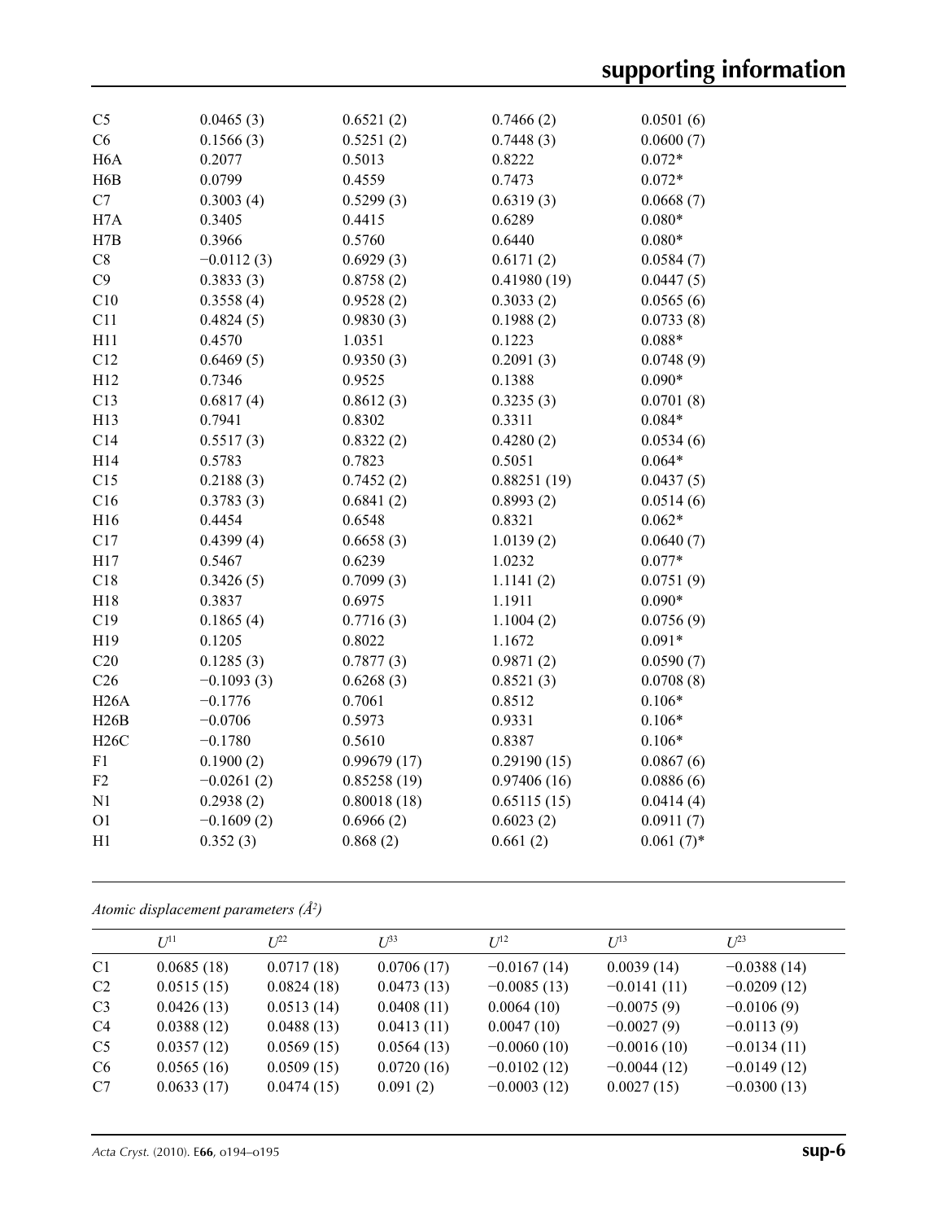| | | | | |
|---|---|---|---|---|
| C5 | 0.0465 (3) | 0.6521 (2) | 0.7466 (2) | 0.0501 (6) |
| C6 | 0.1566 (3) | 0.5251 (2) | 0.7448 (3) | 0.0600 (7) |
| H6A | 0.2077 | 0.5013 | 0.8222 | 0.072* |
| H6B | 0.0799 | 0.4559 | 0.7473 | 0.072* |
| C7 | 0.3003 (4) | 0.5299 (3) | 0.6319 (3) | 0.0668 (7) |
| H7A | 0.3405 | 0.4415 | 0.6289 | 0.080* |
| H7B | 0.3966 | 0.5760 | 0.6440 | 0.080* |
| C8 | −0.0112 (3) | 0.6929 (3) | 0.6171 (2) | 0.0584 (7) |
| C9 | 0.3833 (3) | 0.8758 (2) | 0.41980 (19) | 0.0447 (5) |
| C10 | 0.3558 (4) | 0.9528 (2) | 0.3033 (2) | 0.0565 (6) |
| C11 | 0.4824 (5) | 0.9830 (3) | 0.1988 (2) | 0.0733 (8) |
| H11 | 0.4570 | 1.0351 | 0.1223 | 0.088* |
| C12 | 0.6469 (5) | 0.9350 (3) | 0.2091 (3) | 0.0748 (9) |
| H12 | 0.7346 | 0.9525 | 0.1388 | 0.090* |
| C13 | 0.6817 (4) | 0.8612 (3) | 0.3235 (3) | 0.0701 (8) |
| H13 | 0.7941 | 0.8302 | 0.3311 | 0.084* |
| C14 | 0.5517 (3) | 0.8322 (2) | 0.4280 (2) | 0.0534 (6) |
| H14 | 0.5783 | 0.7823 | 0.5051 | 0.064* |
| C15 | 0.2188 (3) | 0.7452 (2) | 0.88251 (19) | 0.0437 (5) |
| C16 | 0.3783 (3) | 0.6841 (2) | 0.8993 (2) | 0.0514 (6) |
| H16 | 0.4454 | 0.6548 | 0.8321 | 0.062* |
| C17 | 0.4399 (4) | 0.6658 (3) | 1.0139 (2) | 0.0640 (7) |
| H17 | 0.5467 | 0.6239 | 1.0232 | 0.077* |
| C18 | 0.3426 (5) | 0.7099 (3) | 1.1141 (2) | 0.0751 (9) |
| H18 | 0.3837 | 0.6975 | 1.1911 | 0.090* |
| C19 | 0.1865 (4) | 0.7716 (3) | 1.1004 (2) | 0.0756 (9) |
| H19 | 0.1205 | 0.8022 | 1.1672 | 0.091* |
| C20 | 0.1285 (3) | 0.7877 (3) | 0.9871 (2) | 0.0590 (7) |
| C26 | −0.1093 (3) | 0.6268 (3) | 0.8521 (3) | 0.0708 (8) |
| H26A | −0.1776 | 0.7061 | 0.8512 | 0.106* |
| H26B | −0.0706 | 0.5973 | 0.9331 | 0.106* |
| H26C | −0.1780 | 0.5610 | 0.8387 | 0.106* |
| F1 | 0.1900 (2) | 0.99679 (17) | 0.29190 (15) | 0.0867 (6) |
| F2 | −0.0261 (2) | 0.85258 (19) | 0.97406 (16) | 0.0886 (6) |
| N1 | 0.2938 (2) | 0.80018 (18) | 0.65115 (15) | 0.0414 (4) |
| O1 | −0.1609 (2) | 0.6966 (2) | 0.6023 (2) | 0.0911 (7) |
| H1 | 0.352 (3) | 0.868 (2) | 0.661 (2) | 0.061 (7)* |

*Atomic displacement parameters (Å²)*

| | $U^{11}$ | $U^{22}$ | $U^{33}$ | $U^{12}$ | $U^{13}$ | $U^{23}$ |
|---|---|---|---|---|---|---|
| C1 | 0.0685 (18) | 0.0717 (18) | 0.0706 (17) | −0.0167 (14) | 0.0039 (14) | −0.0388 (14) |
| C2 | 0.0515 (15) | 0.0824 (18) | 0.0473 (13) | −0.0085 (13) | −0.0141 (11) | −0.0209 (12) |
| C3 | 0.0426 (13) | 0.0513 (14) | 0.0408 (11) | 0.0064 (10) | −0.0075 (9) | −0.0106 (9) |
| C4 | 0.0388 (12) | 0.0488 (13) | 0.0413 (11) | 0.0047 (10) | −0.0027 (9) | −0.0113 (9) |
| C5 | 0.0357 (12) | 0.0569 (15) | 0.0564 (13) | −0.0060 (10) | −0.0016 (10) | −0.0134 (11) |
| C6 | 0.0565 (16) | 0.0509 (15) | 0.0720 (16) | −0.0102 (12) | −0.0044 (12) | −0.0149 (12) |
| C7 | 0.0633 (17) | 0.0474 (15) | 0.091 (2) | −0.0003 (12) | 0.0027 (15) | −0.0300 (13) |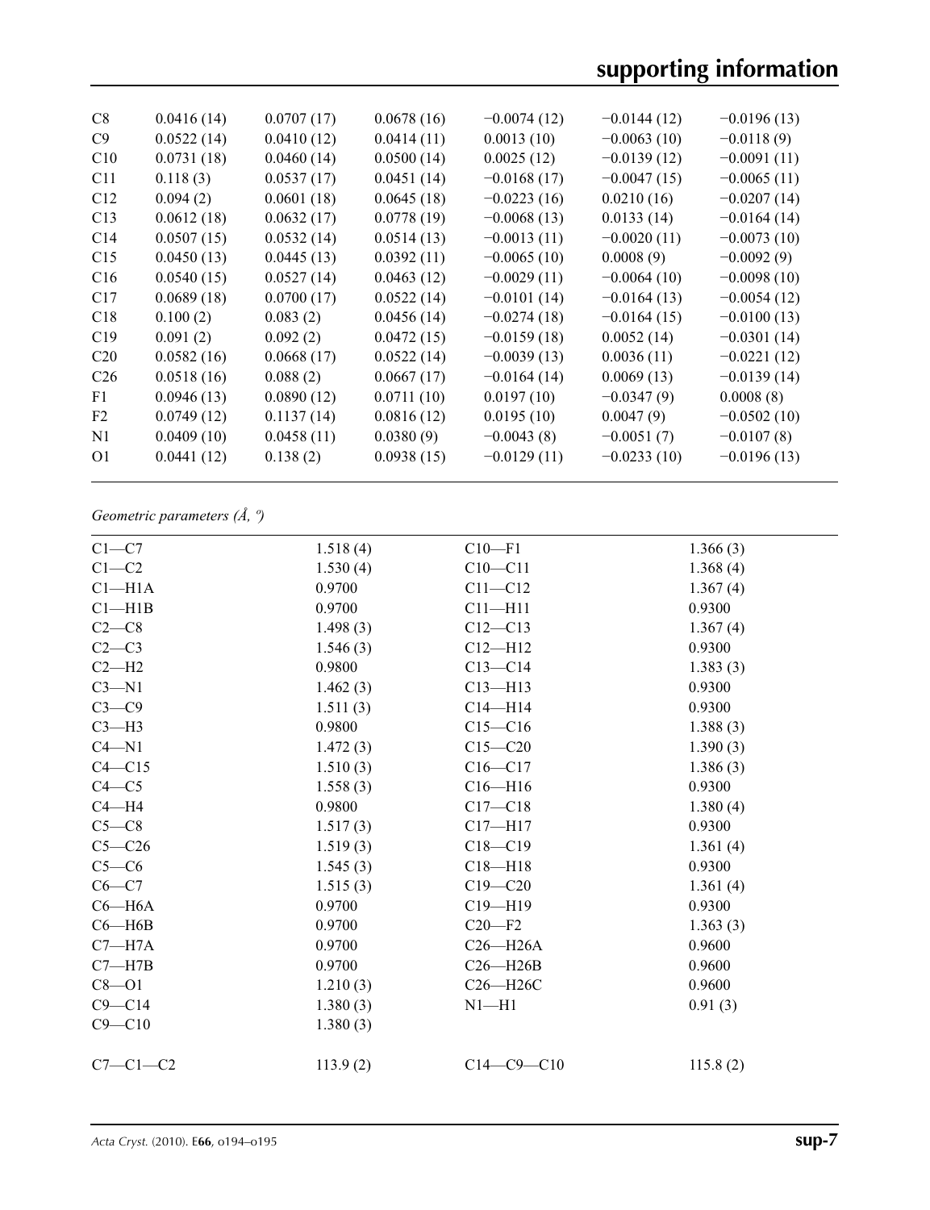| | | | | | | |
|---|---|---|---|---|---|---|
| C8 | 0.0416 (14) | 0.0707 (17) | 0.0678 (16) | −0.0074 (12) | −0.0144 (12) | −0.0196 (13) |
| C9 | 0.0522 (14) | 0.0410 (12) | 0.0414 (11) | 0.0013 (10) | −0.0063 (10) | −0.0118 (9) |
| C10 | 0.0731 (18) | 0.0460 (14) | 0.0500 (14) | 0.0025 (12) | −0.0139 (12) | −0.0091 (11) |
| C11 | 0.118 (3) | 0.0537 (17) | 0.0451 (14) | −0.0168 (17) | −0.0047 (15) | −0.0065 (11) |
| C12 | 0.094 (2) | 0.0601 (18) | 0.0645 (18) | −0.0223 (16) | 0.0210 (16) | −0.0207 (14) |
| C13 | 0.0612 (18) | 0.0632 (17) | 0.0778 (19) | −0.0068 (13) | 0.0133 (14) | −0.0164 (14) |
| C14 | 0.0507 (15) | 0.0532 (14) | 0.0514 (13) | −0.0013 (11) | −0.0020 (11) | −0.0073 (10) |
| C15 | 0.0450 (13) | 0.0445 (13) | 0.0392 (11) | −0.0065 (10) | 0.0008 (9) | −0.0092 (9) |
| C16 | 0.0540 (15) | 0.0527 (14) | 0.0463 (12) | −0.0029 (11) | −0.0064 (10) | −0.0098 (10) |
| C17 | 0.0689 (18) | 0.0700 (17) | 0.0522 (14) | −0.0101 (14) | −0.0164 (13) | −0.0054 (12) |
| C18 | 0.100 (2) | 0.083 (2) | 0.0456 (14) | −0.0274 (18) | −0.0164 (15) | −0.0100 (13) |
| C19 | 0.091 (2) | 0.092 (2) | 0.0472 (15) | −0.0159 (18) | 0.0052 (14) | −0.0301 (14) |
| C20 | 0.0582 (16) | 0.0668 (17) | 0.0522 (14) | −0.0039 (13) | 0.0036 (11) | −0.0221 (12) |
| C26 | 0.0518 (16) | 0.088 (2) | 0.0667 (17) | −0.0164 (14) | 0.0069 (13) | −0.0139 (14) |
| F1 | 0.0946 (13) | 0.0890 (12) | 0.0711 (10) | 0.0197 (10) | −0.0347 (9) | 0.0008 (8) |
| F2 | 0.0749 (12) | 0.1137 (14) | 0.0816 (12) | 0.0195 (10) | 0.0047 (9) | −0.0502 (10) |
| N1 | 0.0409 (10) | 0.0458 (11) | 0.0380 (9) | −0.0043 (8) | −0.0051 (7) | −0.0107 (8) |
| O1 | 0.0441 (12) | 0.138 (2) | 0.0938 (15) | −0.0129 (11) | −0.0233 (10) | −0.0196 (13) |

*Geometric parameters (Å, º)*

| | | | |
|---|---|---|---|
| C1—C7 | 1.518 (4) | C10—F1 | 1.366 (3) |
| C1—C2 | 1.530 (4) | C10—C11 | 1.368 (4) |
| C1—H1A | 0.9700 | C11—C12 | 1.367 (4) |
| C1—H1B | 0.9700 | C11—H11 | 0.9300 |
| C2—C8 | 1.498 (3) | C12—C13 | 1.367 (4) |
| C2—C3 | 1.546 (3) | C12—H12 | 0.9300 |
| C2—H2 | 0.9800 | C13—C14 | 1.383 (3) |
| C3—N1 | 1.462 (3) | C13—H13 | 0.9300 |
| C3—C9 | 1.511 (3) | C14—H14 | 0.9300 |
| C3—H3 | 0.9800 | C15—C16 | 1.388 (3) |
| C4—N1 | 1.472 (3) | C15—C20 | 1.390 (3) |
| C4—C15 | 1.510 (3) | C16—C17 | 1.386 (3) |
| C4—C5 | 1.558 (3) | C16—H16 | 0.9300 |
| C4—H4 | 0.9800 | C17—C18 | 1.380 (4) |
| C5—C8 | 1.517 (3) | C17—H17 | 0.9300 |
| C5—C26 | 1.519 (3) | C18—C19 | 1.361 (4) |
| C5—C6 | 1.545 (3) | C18—H18 | 0.9300 |
| C6—C7 | 1.515 (3) | C19—C20 | 1.361 (4) |
| C6—H6A | 0.9700 | C19—H19 | 0.9300 |
| C6—H6B | 0.9700 | C20—F2 | 1.363 (3) |
| C7—H7A | 0.9700 | C26—H26A | 0.9600 |
| C7—H7B | 0.9700 | C26—H26B | 0.9600 |
| C8—O1 | 1.210 (3) | C26—H26C | 0.9600 |
| C9—C14 | 1.380 (3) | N1—H1 | 0.91 (3) |
| C9—C10 | 1.380 (3) | | |
| | | | |
| C7—C1—C2 | 113.9 (2) | C14—C9—C10 | 115.8 (2) |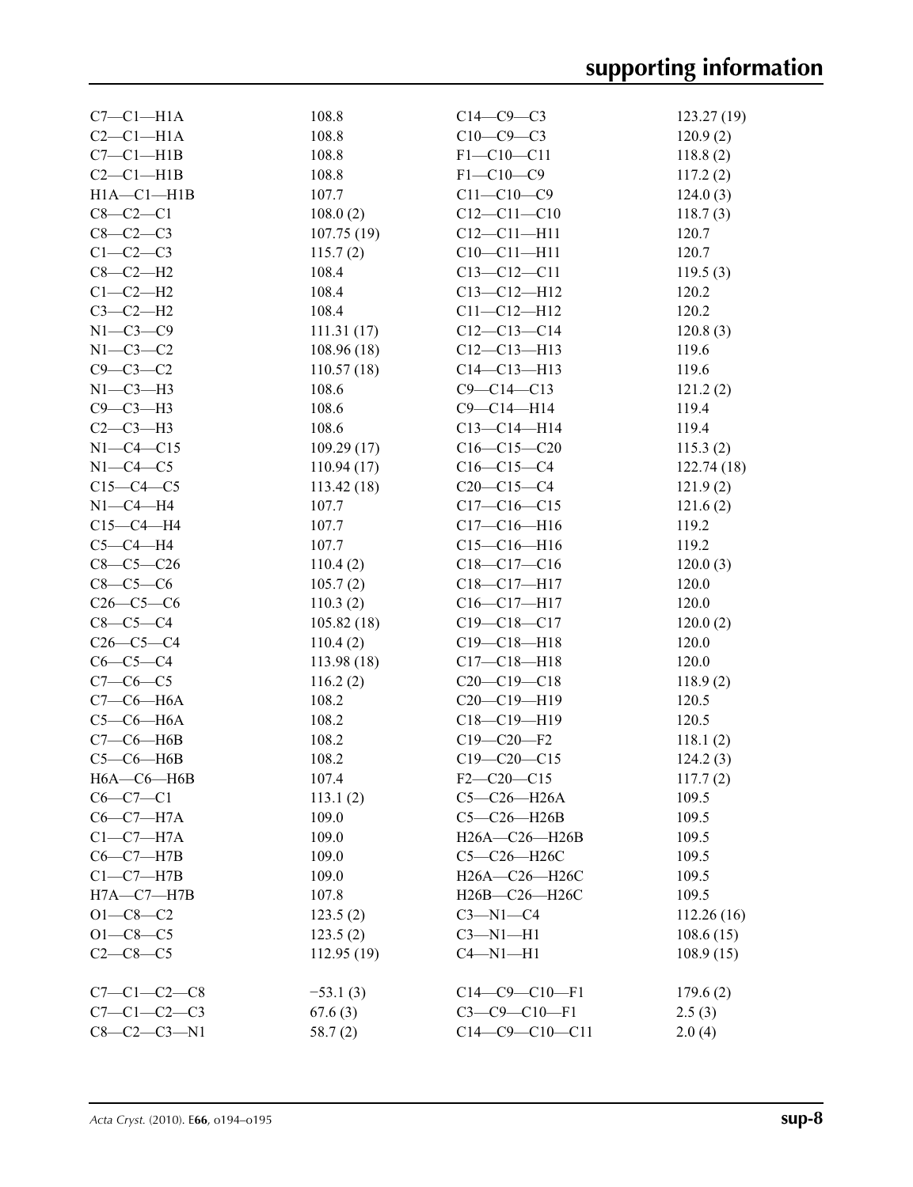| | | | |
|---|---|---|---|
| C7—C1—H1A | 108.8 | C14—C9—C3 | 123.27 (19) |
| C2—C1—H1A | 108.8 | C10—C9—C3 | 120.9 (2) |
| C7—C1—H1B | 108.8 | F1—C10—C11 | 118.8 (2) |
| C2—C1—H1B | 108.8 | F1—C10—C9 | 117.2 (2) |
| H1A—C1—H1B | 107.7 | C11—C10—C9 | 124.0 (3) |
| C8—C2—C1 | 108.0 (2) | C12—C11—C10 | 118.7 (3) |
| C8—C2—C3 | 107.75 (19) | C12—C11—H11 | 120.7 |
| C1—C2—C3 | 115.7 (2) | C10—C11—H11 | 120.7 |
| C8—C2—H2 | 108.4 | C13—C12—C11 | 119.5 (3) |
| C1—C2—H2 | 108.4 | C13—C12—H12 | 120.2 |
| C3—C2—H2 | 108.4 | C11—C12—H12 | 120.2 |
| N1—C3—C9 | 111.31 (17) | C12—C13—C14 | 120.8 (3) |
| N1—C3—C2 | 108.96 (18) | C12—C13—H13 | 119.6 |
| C9—C3—C2 | 110.57 (18) | C14—C13—H13 | 119.6 |
| N1—C3—H3 | 108.6 | C9—C14—C13 | 121.2 (2) |
| C9—C3—H3 | 108.6 | C9—C14—H14 | 119.4 |
| C2—C3—H3 | 108.6 | C13—C14—H14 | 119.4 |
| N1—C4—C15 | 109.29 (17) | C16—C15—C20 | 115.3 (2) |
| N1—C4—C5 | 110.94 (17) | C16—C15—C4 | 122.74 (18) |
| C15—C4—C5 | 113.42 (18) | C20—C15—C4 | 121.9 (2) |
| N1—C4—H4 | 107.7 | C17—C16—C15 | 121.6 (2) |
| C15—C4—H4 | 107.7 | C17—C16—H16 | 119.2 |
| C5—C4—H4 | 107.7 | C15—C16—H16 | 119.2 |
| C8—C5—C26 | 110.4 (2) | C18—C17—C16 | 120.0 (3) |
| C8—C5—C6 | 105.7 (2) | C18—C17—H17 | 120.0 |
| C26—C5—C6 | 110.3 (2) | C16—C17—H17 | 120.0 |
| C8—C5—C4 | 105.82 (18) | C19—C18—C17 | 120.0 (2) |
| C26—C5—C4 | 110.4 (2) | C19—C18—H18 | 120.0 |
| C6—C5—C4 | 113.98 (18) | C17—C18—H18 | 120.0 |
| C7—C6—C5 | 116.2 (2) | C20—C19—C18 | 118.9 (2) |
| C7—C6—H6A | 108.2 | C20—C19—H19 | 120.5 |
| C5—C6—H6A | 108.2 | C18—C19—H19 | 120.5 |
| C7—C6—H6B | 108.2 | C19—C20—F2 | 118.1 (2) |
| C5—C6—H6B | 108.2 | C19—C20—C15 | 124.2 (3) |
| H6A—C6—H6B | 107.4 | F2—C20—C15 | 117.7 (2) |
| C6—C7—C1 | 113.1 (2) | C5—C26—H26A | 109.5 |
| C6—C7—H7A | 109.0 | C5—C26—H26B | 109.5 |
| C1—C7—H7A | 109.0 | H26A—C26—H26B | 109.5 |
| C6—C7—H7B | 109.0 | C5—C26—H26C | 109.5 |
| C1—C7—H7B | 109.0 | H26A—C26—H26C | 109.5 |
| H7A—C7—H7B | 107.8 | H26B—C26—H26C | 109.5 |
| O1—C8—C2 | 123.5 (2) | C3—N1—C4 | 112.26 (16) |
| O1—C8—C5 | 123.5 (2) | C3—N1—H1 | 108.6 (15) |
| C2—C8—C5 | 112.95 (19) | C4—N1—H1 | 108.9 (15) |

| | | | |
|---|---|---|---|
| C7—C1—C2—C8 | −53.1 (3) | C14—C9—C10—F1 | 179.6 (2) |
| C7—C1—C2—C3 | 67.6 (3) | C3—C9—C10—F1 | 2.5 (3) |
| C8—C2—C3—N1 | 58.7 (2) | C14—C9—C10—C11 | 2.0 (4) |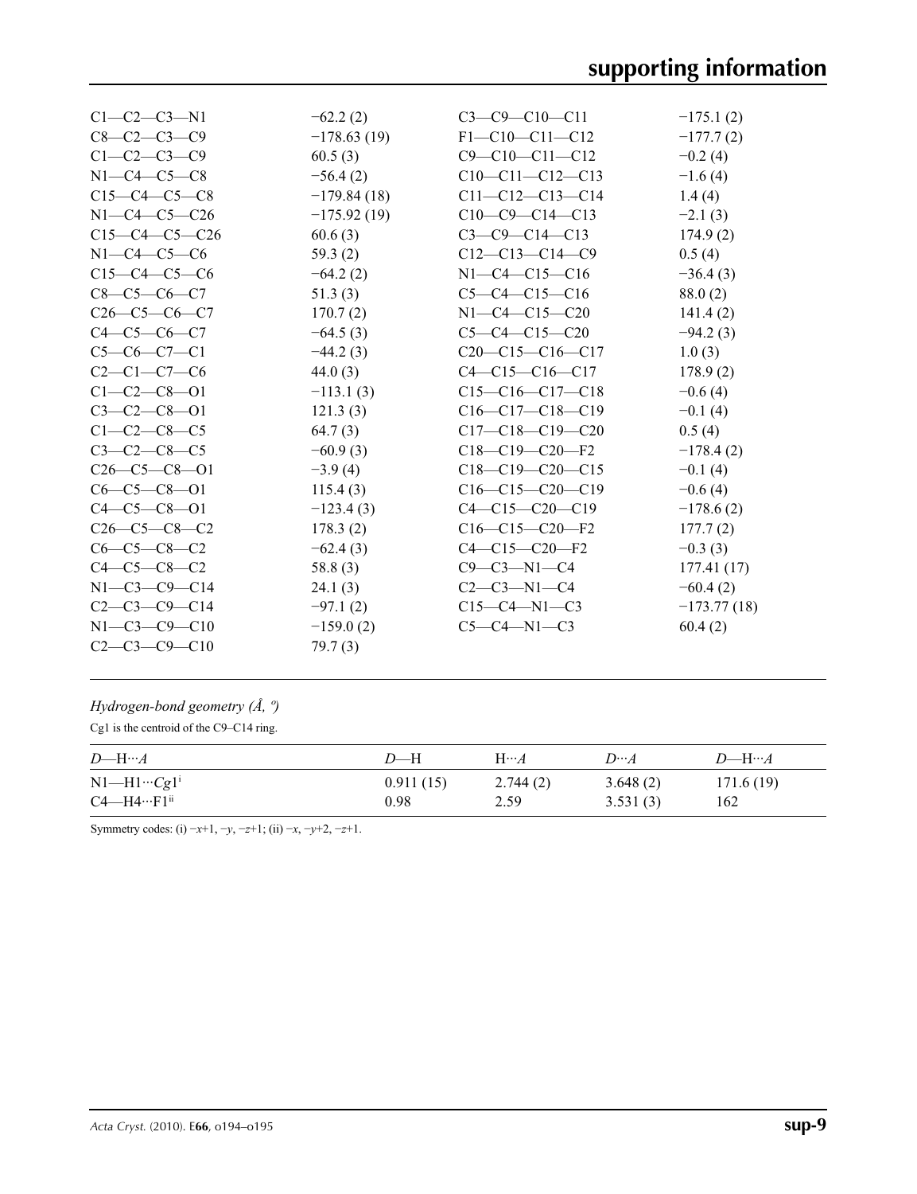| | | | |
|---|---|---|---|
| C1—C2—C3—N1 | −62.2 (2) | C3—C9—C10—C11 | −175.1 (2) |
| C8—C2—C3—C9 | −178.63 (19) | F1—C10—C11—C12 | −177.7 (2) |
| C1—C2—C3—C9 | 60.5 (3) | C9—C10—C11—C12 | −0.2 (4) |
| N1—C4—C5—C8 | −56.4 (2) | C10—C11—C12—C13 | −1.6 (4) |
| C15—C4—C5—C8 | −179.84 (18) | C11—C12—C13—C14 | 1.4 (4) |
| N1—C4—C5—C26 | −175.92 (19) | C10—C9—C14—C13 | −2.1 (3) |
| C15—C4—C5—C26 | 60.6 (3) | C3—C9—C14—C13 | 174.9 (2) |
| N1—C4—C5—C6 | 59.3 (2) | C12—C13—C14—C9 | 0.5 (4) |
| C15—C4—C5—C6 | −64.2 (2) | N1—C4—C15—C16 | −36.4 (3) |
| C8—C5—C6—C7 | 51.3 (3) | C5—C4—C15—C16 | 88.0 (2) |
| C26—C5—C6—C7 | 170.7 (2) | N1—C4—C15—C20 | 141.4 (2) |
| C4—C5—C6—C7 | −64.5 (3) | C5—C4—C15—C20 | −94.2 (3) |
| C5—C6—C7—C1 | −44.2 (3) | C20—C15—C16—C17 | 1.0 (3) |
| C2—C1—C7—C6 | 44.0 (3) | C4—C15—C16—C17 | 178.9 (2) |
| C1—C2—C8—O1 | −113.1 (3) | C15—C16—C17—C18 | −0.6 (4) |
| C3—C2—C8—O1 | 121.3 (3) | C16—C17—C18—C19 | −0.1 (4) |
| C1—C2—C8—C5 | 64.7 (3) | C17—C18—C19—C20 | 0.5 (4) |
| C3—C2—C8—C5 | −60.9 (3) | C18—C19—C20—F2 | −178.4 (2) |
| C26—C5—C8—O1 | −3.9 (4) | C18—C19—C20—C15 | −0.1 (4) |
| C6—C5—C8—O1 | 115.4 (3) | C16—C15—C20—C19 | −0.6 (4) |
| C4—C5—C8—O1 | −123.4 (3) | C4—C15—C20—C19 | −178.6 (2) |
| C26—C5—C8—C2 | 178.3 (2) | C16—C15—C20—F2 | 177.7 (2) |
| C6—C5—C8—C2 | −62.4 (3) | C4—C15—C20—F2 | −0.3 (3) |
| C4—C5—C8—C2 | 58.8 (3) | C9—C3—N1—C4 | 177.41 (17) |
| N1—C3—C9—C14 | 24.1 (3) | C2—C3—N1—C4 | −60.4 (2) |
| C2—C3—C9—C14 | −97.1 (2) | C15—C4—N1—C3 | −173.77 (18) |
| N1—C3—C9—C10 | −159.0 (2) | C5—C4—N1—C3 | 60.4 (2) |
| C2—C3—C9—C10 | 79.7 (3) | | |

### *Hydrogen-bond geometry (Å, º)*

Cg1 is the centroid of the C9–C14 ring.

| *D*—H···*A* | *D*—H | H···*A* | *D*···*A* | *D*—H···*A* |
|---|---|---|---|---|
| N1—H1···*Cg*1[i] | 0.911 (15) | 2.744 (2) | 3.648 (2) | 171.6 (19) |
| C4—H4···F1[ii] | 0.98 | 2.59 | 3.531 (3) | 162 |

Symmetry codes: (i) $-x+1, -y, -z+1$; (ii) $-x, -y+2, -z+1$.